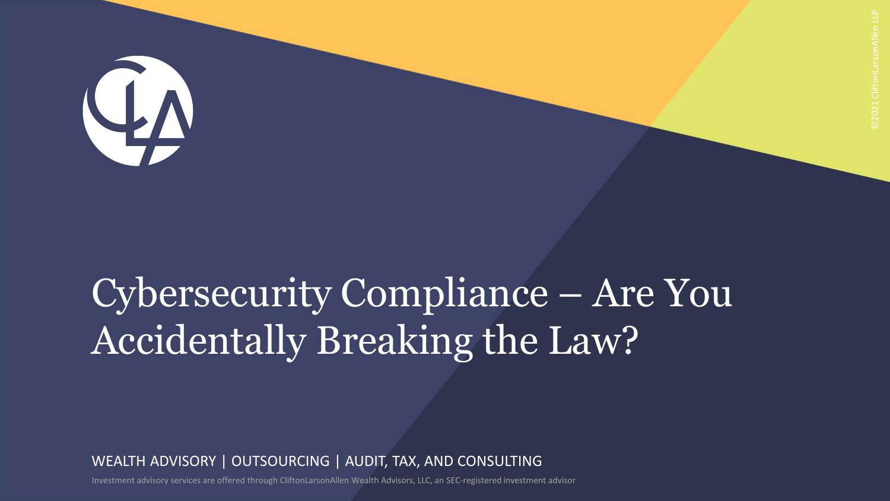# Cybersecurity Compliance – Are You Accidentally Breaking the Law?

WEALTH ADVISORY | OUTSOURCING | AUDIT, TAX, AND CONSULTING

Investment advisory services are offered through CliftonLarsonAllen Wealth Advisors, LLC, an SEC-registered investment advisor

©2021 CliftonLarsonAllen LLP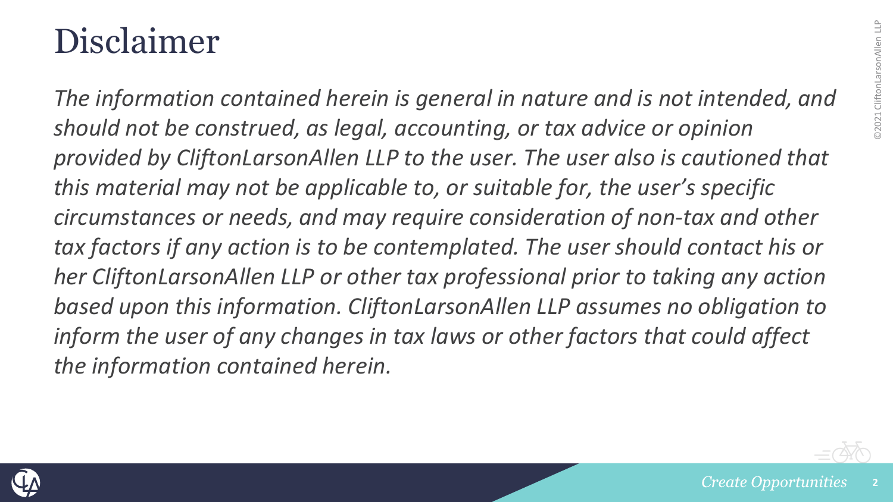# Disclaimer

*The information contained herein is general in nature and is not intended, and should not be construed, as legal, accounting, or tax advice or opinion provided by CliftonLarsonAllen LLP to the user. The user also is cautioned that this material may not be applicable to, or suitable for, the user's specific circumstances or needs, and may require consideration of non-tax and other tax factors if any action is to be contemplated. The user should contact his or her CliftonLarsonAllen LLP or other tax professional prior to taking any action based upon this information. CliftonLarsonAllen LLP assumes no obligation to inform the user of any changes in tax laws or other factors that could affect the information contained herein.*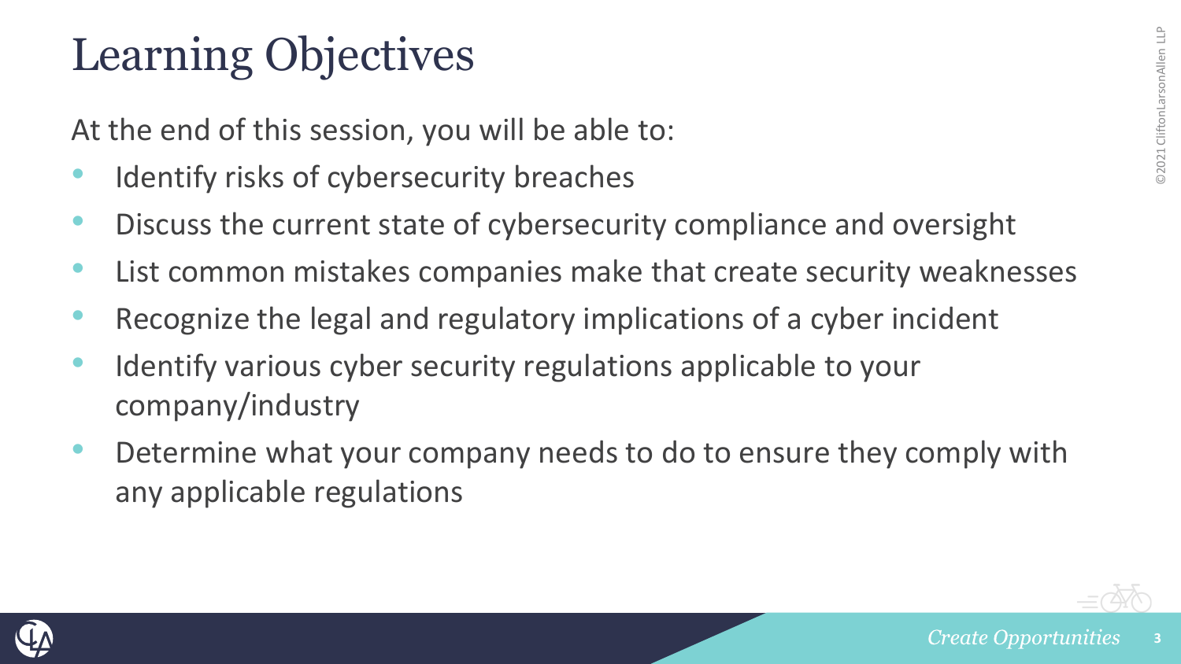# Learning Objectives

At the end of this session, you will be able to:

- Identify risks of cybersecurity breaches
- Discuss the current state of cybersecurity compliance and oversight
- List common mistakes companies make that create security weaknesses
- Recognize the legal and regulatory implications of a cyber incident
- Identify various cyber security regulations applicable to your company/industry
- Determine what your company needs to do to ensure they comply with any applicable regulations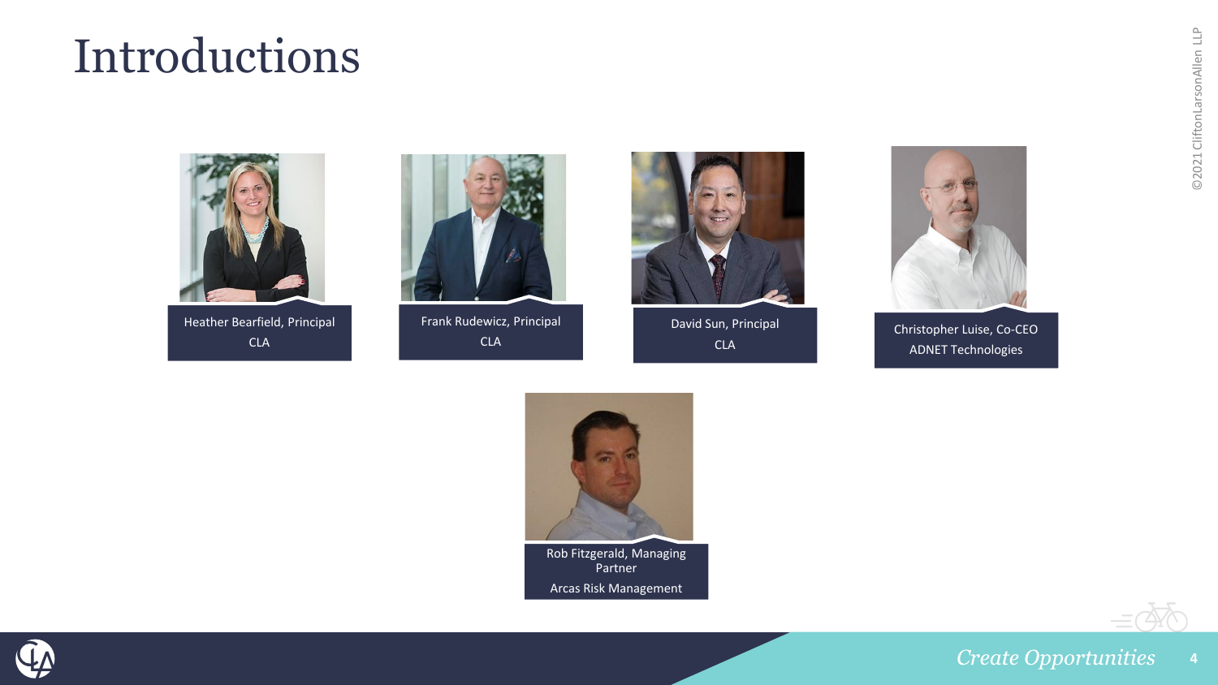# Introductions

Heather Bearfield, Principal
CLA

Frank Rudewicz, Principal
CLA

David Sun, Principal
CLA

Christopher Luise, Co-CEO
ADNET Technologies

Rob Fitzgerald, Managing Partner
Arcas Risk Management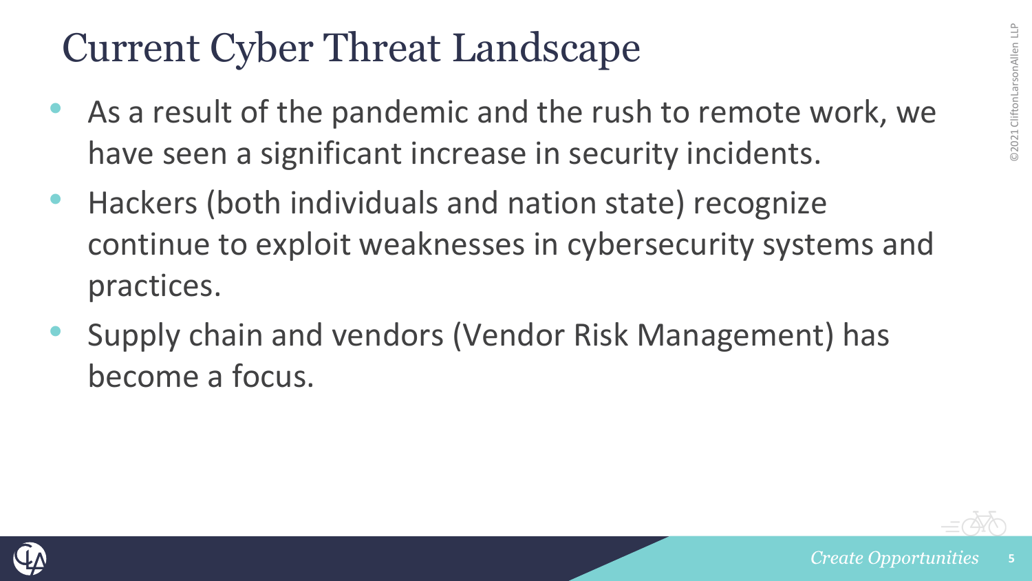# Current Cyber Threat Landscape

- As a result of the pandemic and the rush to remote work, we have seen a significant increase in security incidents.
- Hackers (both individuals and nation state) recognize continue to exploit weaknesses in cybersecurity systems and practices.
- Supply chain and vendors (Vendor Risk Management) has become a focus.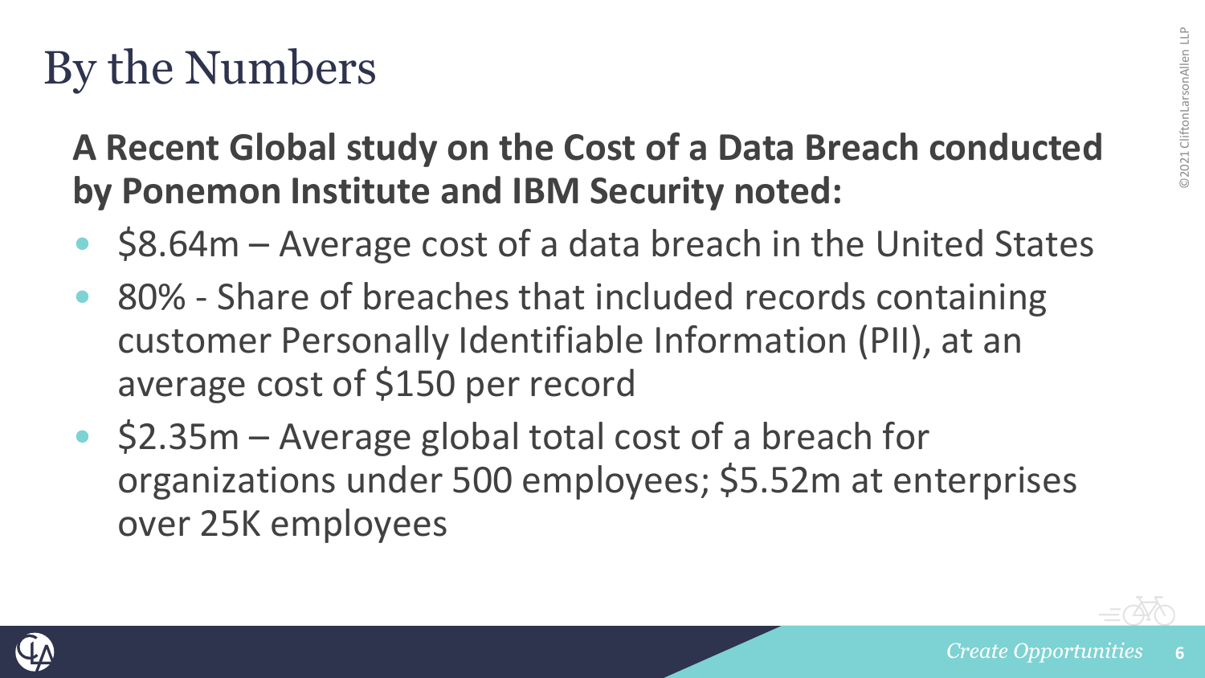# By the Numbers

**A Recent Global study on the Cost of a Data Breach conducted by Ponemon Institute and IBM Security noted:**

- $8.64m – Average cost of a data breach in the United States
- 80% - Share of breaches that included records containing customer Personally Identifiable Information (PII), at an average cost of $150 per record
- $2.35m – Average global total cost of a breach for organizations under 500 employees; $5.52m at enterprises over 25K employees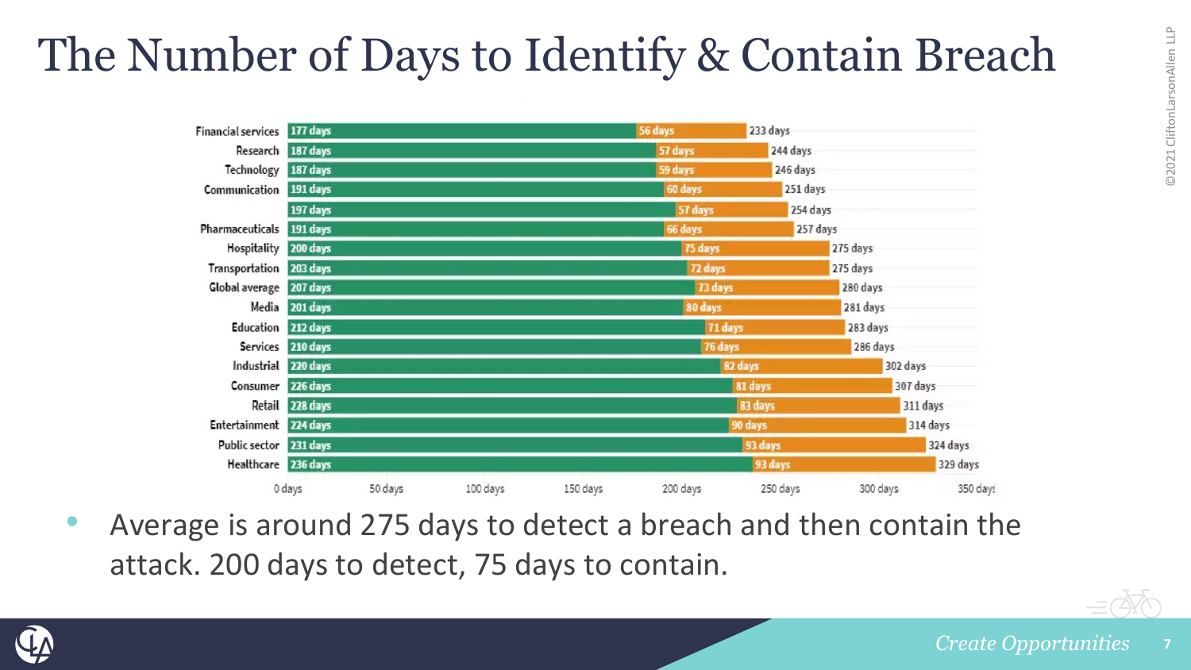# The Number of Days to Identify & Contain Breach

| Industry | Days to identify | Days to contain | Total |
| --- | --- | --- | --- |
| Financial services | 177 days | 56 days | 233 days |
| Research | 187 days | 57 days | 244 days |
| Technology | 187 days | 59 days | 246 days |
| Communication | 191 days | 60 days | 251 days |
|  | 197 days | 57 days | 254 days |
| Pharmaceuticals | 191 days | 66 days | 257 days |
| Hospitality | 200 days | 75 days | 275 days |
| Transportation | 203 days | 72 days | 275 days |
| Global average | 207 days | 73 days | 280 days |
| Media | 201 days | 80 days | 281 days |
| Education | 212 days | 71 days | 283 days |
| Services | 210 days | 76 days | 286 days |
| Industrial | 220 days | 82 days | 302 days |
| Consumer | 226 days | 81 days | 307 days |
| Retail | 228 days | 83 days | 311 days |
| Entertainment | 224 days | 90 days | 314 days |
| Public sector | 231 days | 93 days | 324 days |
| Healthcare | 236 days | 93 days | 329 days |

- Average is around 275 days to detect a breach and then contain the attack. 200 days to detect, 75 days to contain.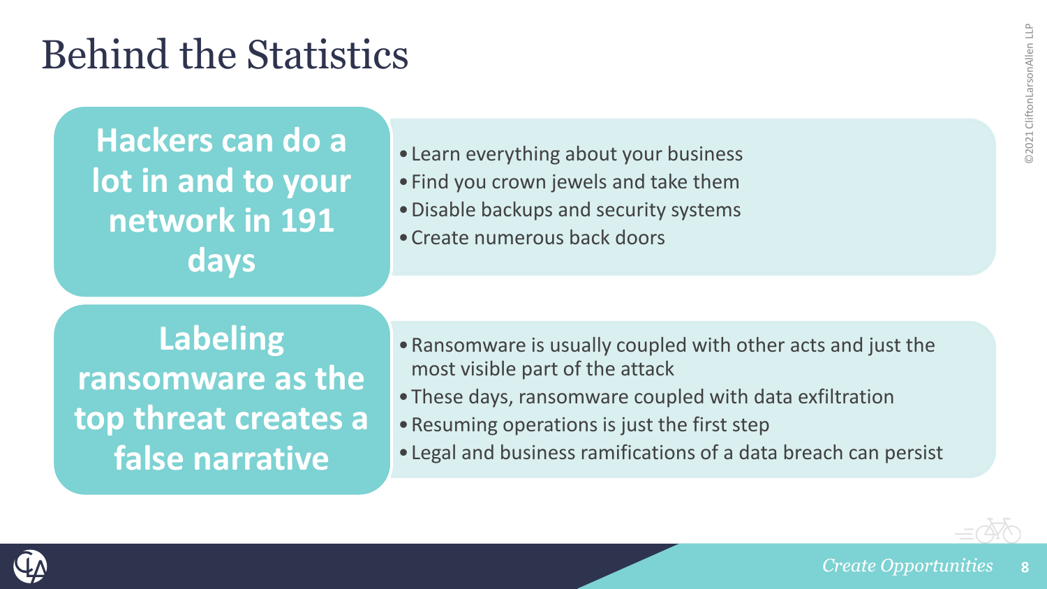# Behind the Statistics

**Hackers can do a lot in and to your network in 191 days**

- Learn everything about your business
- Find you crown jewels and take them
- Disable backups and security systems
- Create numerous back doors

**Labeling ransomware as the top threat creates a false narrative**

- Ransomware is usually coupled with other acts and just the most visible part of the attack
- These days, ransomware coupled with data exfiltration
- Resuming operations is just the first step
- Legal and business ramifications of a data breach can persist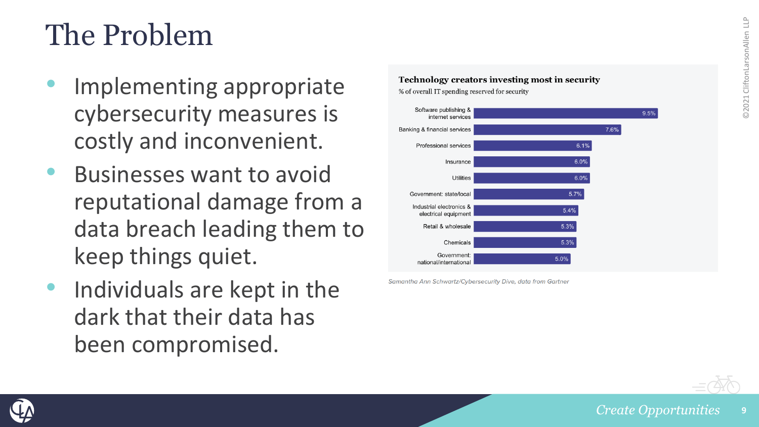# The Problem

- Implementing appropriate cybersecurity measures is costly and inconvenient.
- Businesses want to avoid reputational damage from a data breach leading them to keep things quiet.
- Individuals are kept in the dark that their data has been compromised.

**Technology creators investing most in security**

% of overall IT spending reserved for security

| Industry | % |
|---|---|
| Software publishing & internet services | 9.5% |
| Banking & financial services | 7.6% |
| Professional services | 6.1% |
| Insurance | 6.0% |
| Utilities | 6.0% |
| Government: state/local | 5.7% |
| Industrial electronics & electrical equipment | 5.4% |
| Retail & wholesale | 5.3% |
| Chemicals | 5.3% |
| Government: national/international | 5.0% |

*Samantha Ann Schwartz/Cybersecurity Dive, data from Gartner*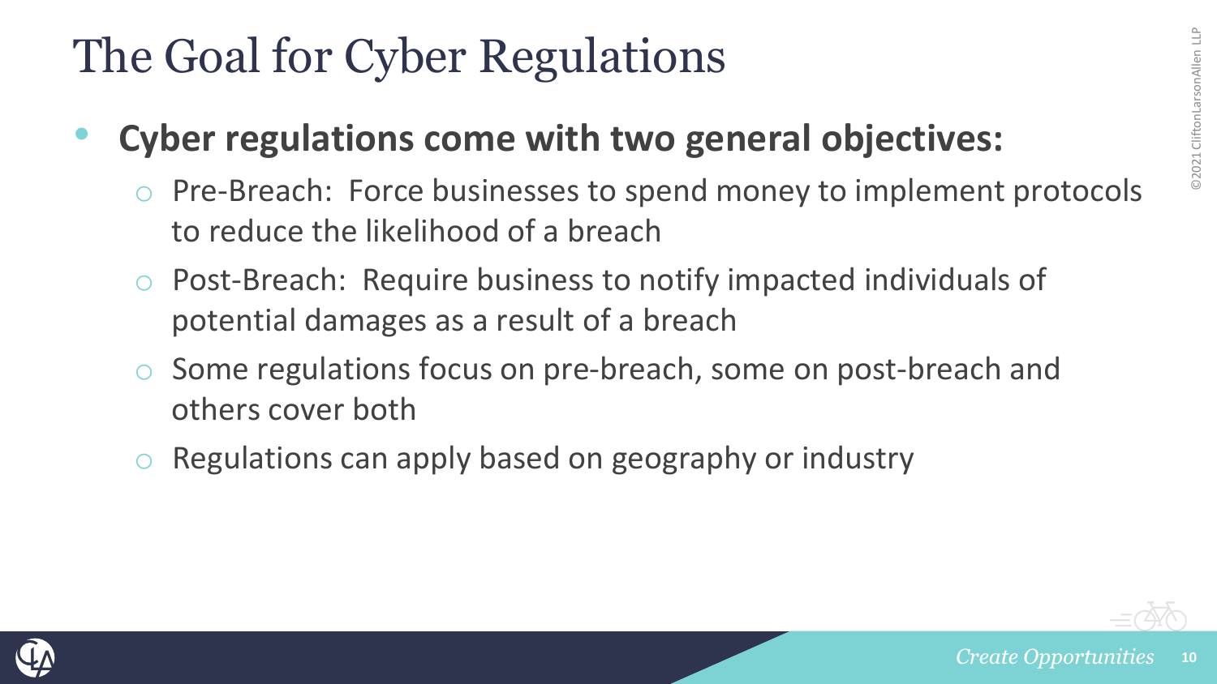# The Goal for Cyber Regulations

- **Cyber regulations come with two general objectives:**
  - Pre-Breach: Force businesses to spend money to implement protocols to reduce the likelihood of a breach
  - Post-Breach: Require business to notify impacted individuals of potential damages as a result of a breach
  - Some regulations focus on pre-breach, some on post-breach and others cover both
  - Regulations can apply based on geography or industry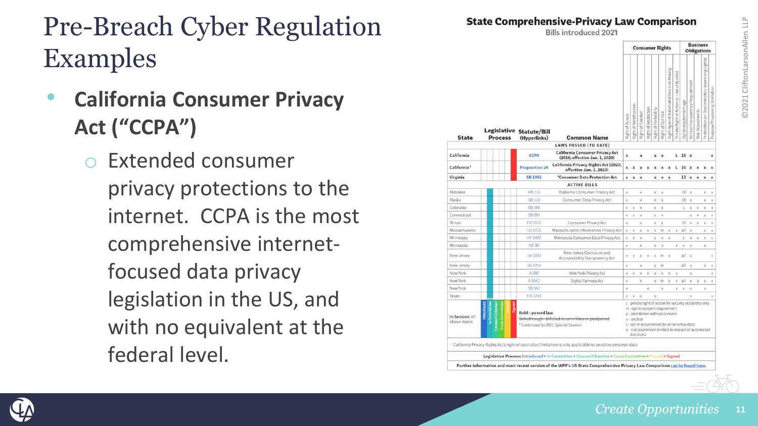# Pre-Breach Cyber Regulation Examples

- **California Consumer Privacy Act ("CCPA")**
  - Extended consumer privacy protections to the internet. CCPA is the most comprehensive internet-focused data privacy legislation in the US, and with no equivalent at the federal level.

**State Comprehensive-Privacy Law Comparison**

Bills introduced 2021

| State | Legislative Process | Statute/Bill (Hyperlinks) | Common Name | Right of Access | Right of Rectification | Right of Deletion | Right of Restriction | Right of Portability | Right of Opt-Out | Right Against Automated Decision Making | Private Right of Action (s = security only) | Opt-In requirement age | Notice/Transparency Requirement | Risk Assessments | Prohibition on Discrimination (exercising rights) | Purpose/Processing Limitation |
|---|---|---|---|---|---|---|---|---|---|---|---|---|---|---|---|---|
| **LAWS PASSED (TO DATE)** | | | | | | | | | | | | | | | | |
| California | Signed | CCPA | California Consumer Privacy Act (2018; effective Jan. 1, 2020) | x | | x | | x | x | | L | 16 | x | | | x |
| California[1] | Signed | Proposition 24 | California Privacy Rights Act (2020; effective Jan. 1, 2023) | x | x | x | x | x | x | x | L | 16 | x | x | x | x |
| Virginia | Signed | SB 1392 | *Consumer Data Protection Act | x | x | x | | x | x | x | | 13 | x | x | x | x |
| **ACTIVE BILLS** | | | | | | | | | | | | | | | | |
| Alabama | In Committee | HB 216 | Alabama Consumer Privacy Act | x | | x | | x | x | | | 18 | x | | x | x |
| Alaska | In Committee | SB 116 | Consumer Data Privacy Act | x | | x | | x | x | | | 18 | x | | x | x |
| Colorado | In Committee | SB 190 | | x | x | x | | x | x | | | s | x | x | x | x |
| Connecticut | In Committee | SB 893 | | x | x | x | | x | x | | | | x | x | x | x |
| Illinois | In Committee | HB 3910 | Consumer Privacy Act | x | | x | | x | x | | | 18 | x | x | x | x |
| Massachusetts | In Committee | SD 1726 | Massachusetts Information Privacy Act | x | x | x | x | x | in | x | x | all | x | | x | x |
| Minnesota | In Committee | HF 1492 | Minnesota Consumer Data Privacy Act | x | x | x | | x | x | x | | s | x | x | x | x |
| Minnesota | In Committee | HF 36 | | x | | x | | x | x | | x | x | x | | x | |
| New Jersey | In Committee | ab 3283 | New Jersey Disclosure and Accountability Transparency Act | x | x | x | x | x | in | x | | all | x | | | x |
| New Jersey | In Committee | ab 3255 | | x | | x | | x | in | | | all | x | | x | x |
| New York | In Committee | A 680 | New York Privacy Act | x | x | x | x | x | x | x | x | | x | | | x |
| New York | In Committee | A 6042 | Digital Fairness Act | x | | x | | x | in | x | x | all | x | a | x | x |
| New York | In Committee | SB 567 | | x | | | x | | x | x | x | x | x | | x | |
| Texas | In Committee | HB 3741 | | x | x | x | | x | | | | | x | | | x |

In Session: all above states

Legislative Process: Introduced > In Committee > Crossed Chamber > Cross Committee > Passed > Signed

**Bold** - passed law

~~Strikethrough~~ - bill died in committee or postponed

\* Continued to 2021 Special Session

L - private right of action for security violations only

in - opt-in consent requirement

p - prohibition without consent

u - unclear

s - opt-in requirement for all sensitive data

a - risk assessment limited to impact of automated decisions

[1] California Privacy Rights Act's right of restriction/limitation is only applicable to sensitive personal data

**Further information and most recent version of the IAPP's US State Comprehensive Privacy Law Comparison can be found here.**

©2021 CliftonLarsonAllen LLP

*Create Opportunities*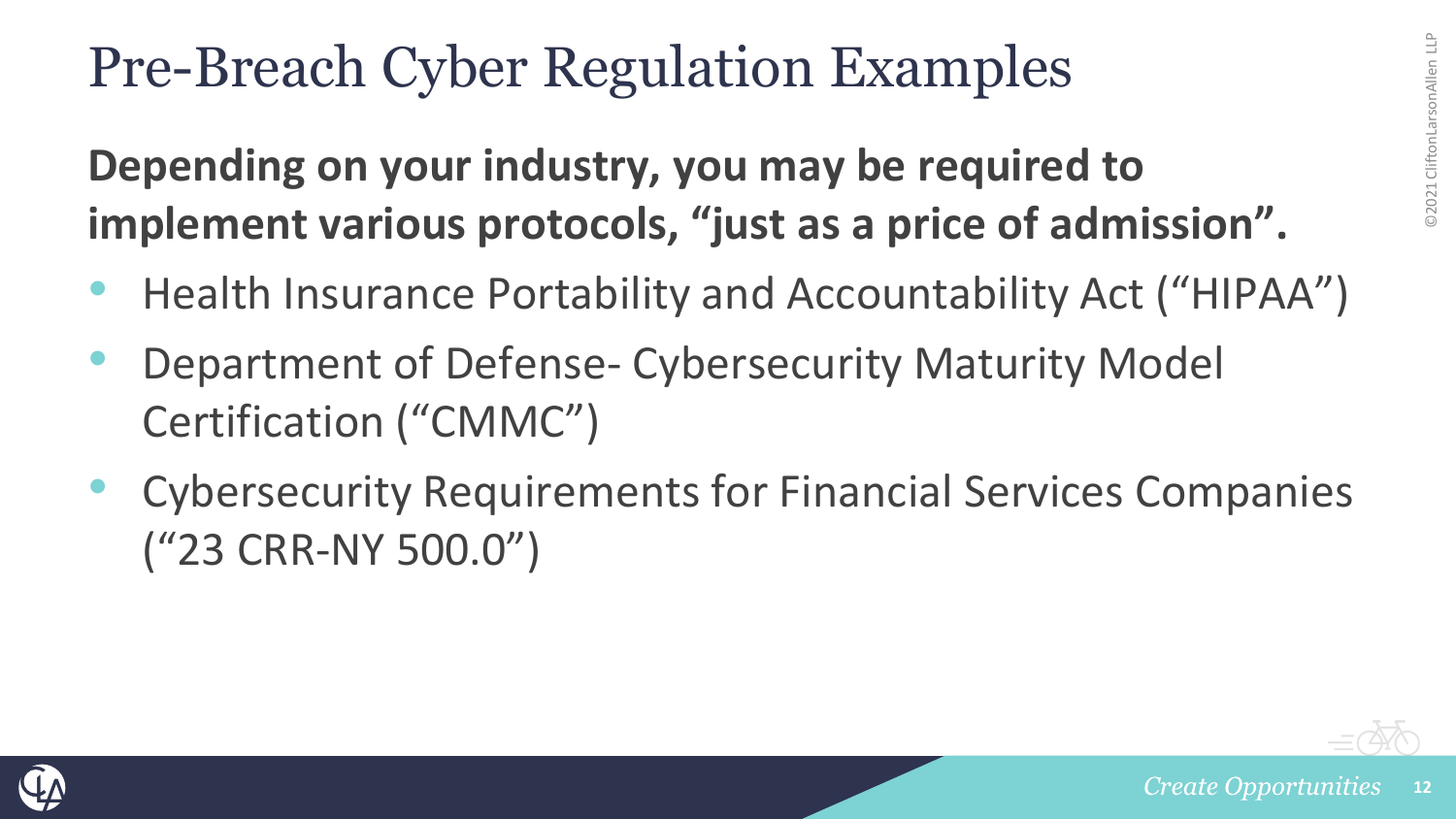# Pre-Breach Cyber Regulation Examples

**Depending on your industry, you may be required to implement various protocols, "just as a price of admission".**

- Health Insurance Portability and Accountability Act ("HIPAA")
- Department of Defense- Cybersecurity Maturity Model Certification ("CMMC")
- Cybersecurity Requirements for Financial Services Companies ("23 CRR-NY 500.0")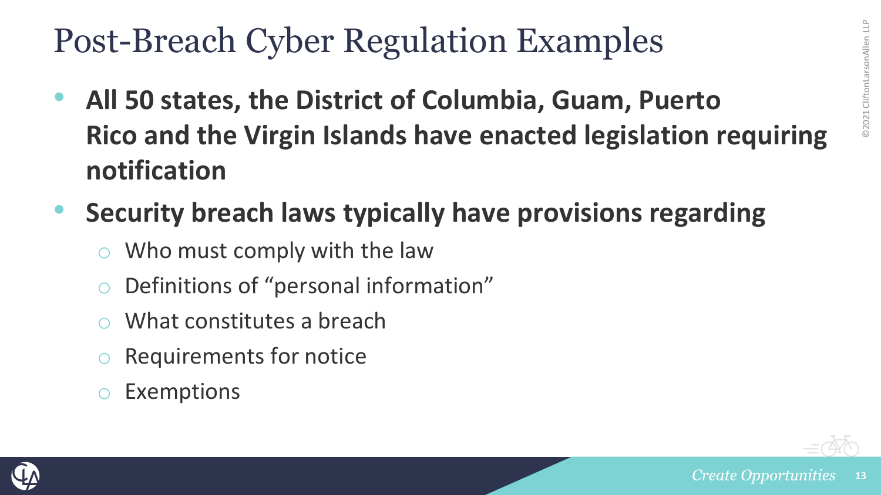# Post-Breach Cyber Regulation Examples

- **All 50 states, the District of Columbia, Guam, Puerto Rico and the Virgin Islands have enacted legislation requiring notification**
- **Security breach laws typically have provisions regarding**
  - Who must comply with the law
  - Definitions of "personal information"
  - What constitutes a breach
  - Requirements for notice
  - Exemptions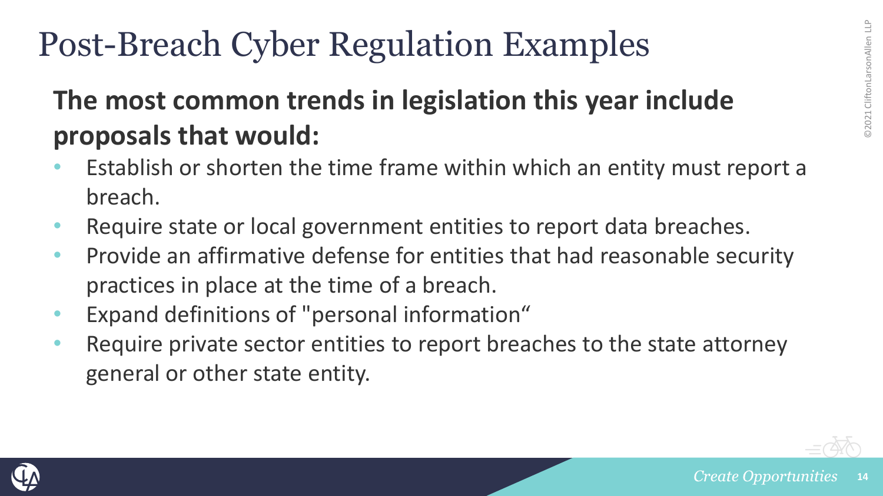# Post-Breach Cyber Regulation Examples

**The most common trends in legislation this year include proposals that would:**

- Establish or shorten the time frame within which an entity must report a breach.
- Require state or local government entities to report data breaches.
- Provide an affirmative defense for entities that had reasonable security practices in place at the time of a breach.
- Expand definitions of "personal information“
- Require private sector entities to report breaches to the state attorney general or other state entity.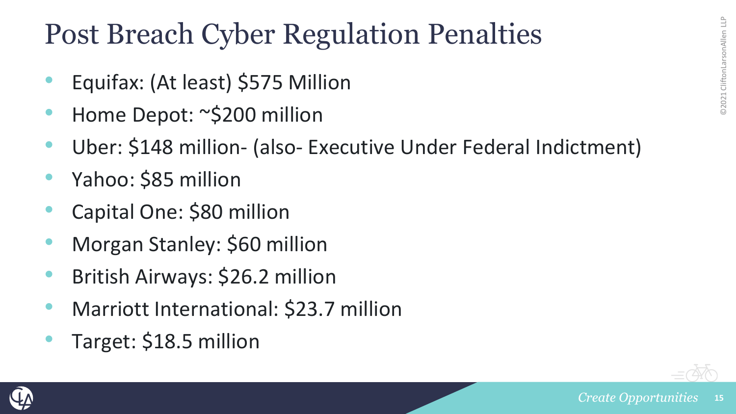# Post Breach Cyber Regulation Penalties

- Equifax: (At least) $575 Million
- Home Depot: ~$200 million
- Uber: $148 million- (also- Executive Under Federal Indictment)
- Yahoo: $85 million
- Capital One: $80 million
- Morgan Stanley: $60 million
- British Airways: $26.2 million
- Marriott International: $23.7 million
- Target: $18.5 million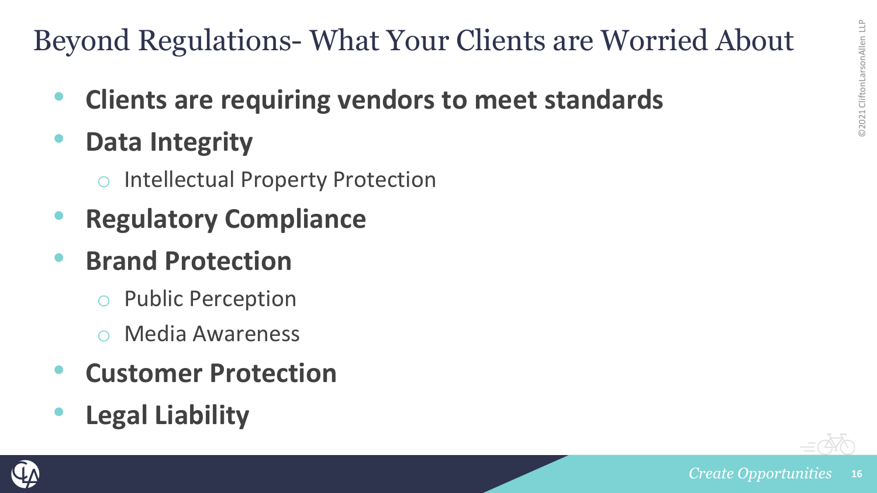# Beyond Regulations- What Your Clients are Worried About

- **Clients are requiring vendors to meet standards**
- **Data Integrity**
  - Intellectual Property Protection
- **Regulatory Compliance**
- **Brand Protection**
  - Public Perception
  - Media Awareness
- **Customer Protection**
- **Legal Liability**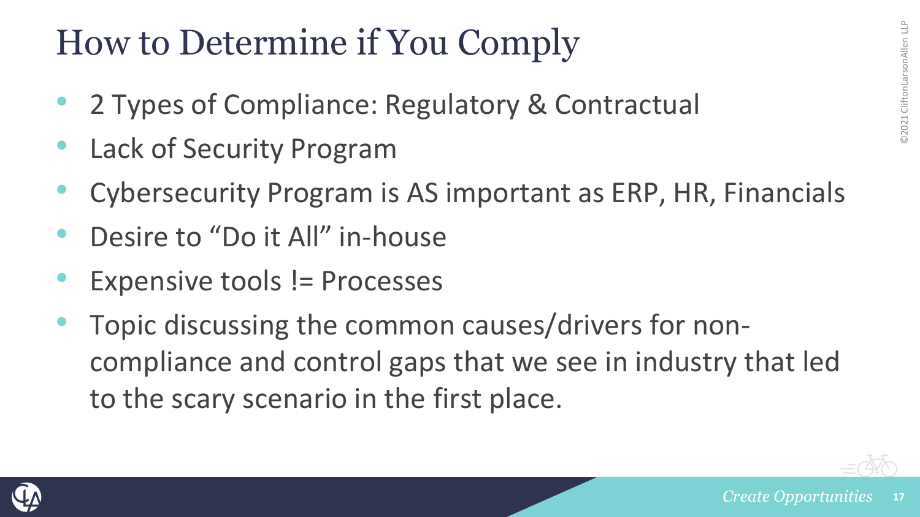# How to Determine if You Comply

- 2 Types of Compliance: Regulatory & Contractual
- Lack of Security Program
- Cybersecurity Program is AS important as ERP, HR, Financials
- Desire to "Do it All" in-house
- Expensive tools != Processes
- Topic discussing the common causes/drivers for non-compliance and control gaps that we see in industry that led to the scary scenario in the first place.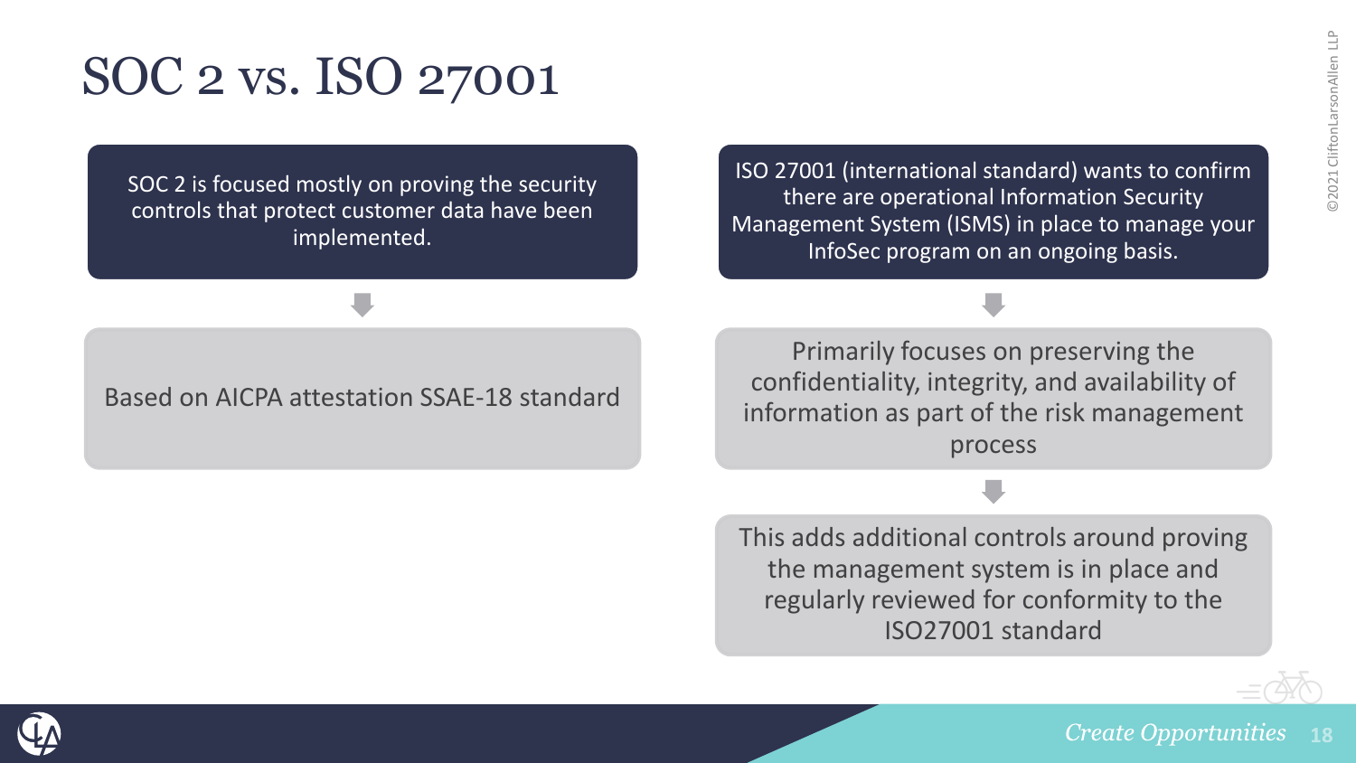# SOC 2 vs. ISO 27001

SOC 2 is focused mostly on proving the security controls that protect customer data have been implemented.

Based on AICPA attestation SSAE-18 standard

ISO 27001 (international standard) wants to confirm there are operational Information Security Management System (ISMS) in place to manage your InfoSec program on an ongoing basis.

Primarily focuses on preserving the confidentiality, integrity, and availability of information as part of the risk management process

This adds additional controls around proving the management system is in place and regularly reviewed for conformity to the ISO27001 standard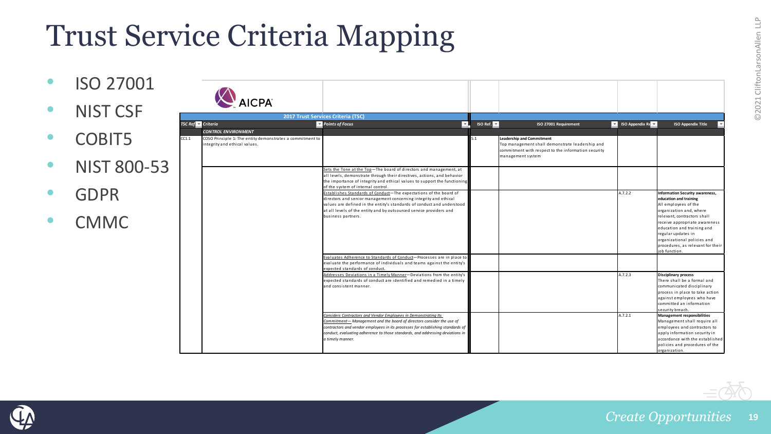# Trust Service Criteria Mapping

- ISO 27001
- NIST CSF
- COBIT5
- NIST 800-53
- GDPR
- CMMC

AICPA

| 2017 Trust Services Criteria (TSC) | | | | | | |
|---|---|---|---|---|---|---|
| **TSC Ref.** | **Criteria** | **Points of Focus** | **ISO Ref.** | **ISO 27001 Requirement** | **ISO Appendix Ref.** | **ISO Appendix Title** |
| | *CONTROL ENVIRONMENT* | | | | | |
| CC1.1 | COSO Principle 1: The entity demonstrates a commitment to integrity and ethical values. | | 5.1 | **Leadership and Commitment** Top management shall demonstrate leadership and commitment with respect to the information security management system | | |
| | | Sets the Tone at the Top—The board of directors and management, at all levels, demonstrate through their directives, actions, and behavior the importance of integrity and ethical values to support the functioning of the system of internal control. | | | | |
| | | Establishes Standards of Conduct—The expectations of the board of directors and senior management concerning integrity and ethical values are defined in the entity's standards of conduct and understood at all levels of the entity and by outsourced service providers and business partners. | | | A.7.2.2 | **Information Security awareness, education and training** All employees of the organization and, where relevant, contractors shall receive appropriate awareness education and training and regular updates in organizational policies and procedures, as relevant for their job function. |
| | | Evaluates Adherence to Standards of Conduct—Processes are in place to evaluate the performance of individuals and teams against the entity's expected standards of conduct. | | | | |
| | | Addresses Deviations in a Timely Manner—Deviations from the entity's expected standards of conduct are identified and remedied in a timely and consistent manner. | | | A.7.2.3 | **Disciplinary process** There shall be a formal and communicated disciplinary process in place to take action against employees who have committed an information security breach. |
| | | *Considers Contractors and Vendor Employees in Demonstrating Its Commitment— Management and the board of directors consider the use of contractors and vendor employees in its processes for establishing standards of conduct, evaluating adherence to those standards, and addressing deviations in a timely manner.* | | | A.7.2.1 | **Management responsibilities** Management shall require all employees and contractors to apply information security in accordance with the established policies and procedures of the organization. |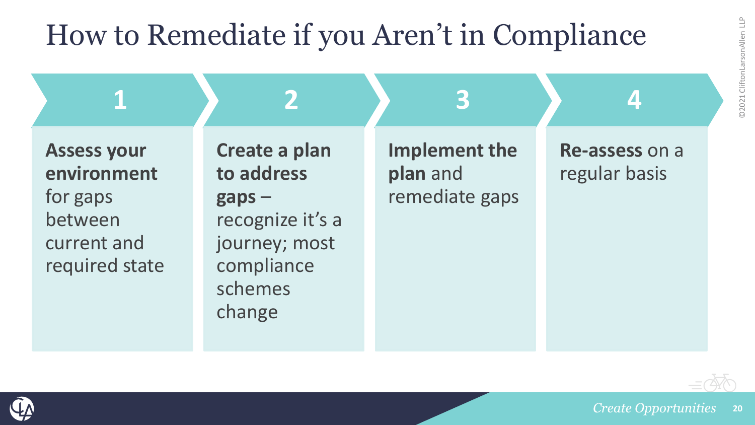# How to Remediate if you Aren't in Compliance

1. **Assess your environment** for gaps between current and required state
2. **Create a plan to address gaps** – recognize it's a journey; most compliance schemes change
3. **Implement the plan** and remediate gaps
4. **Re-assess** on a regular basis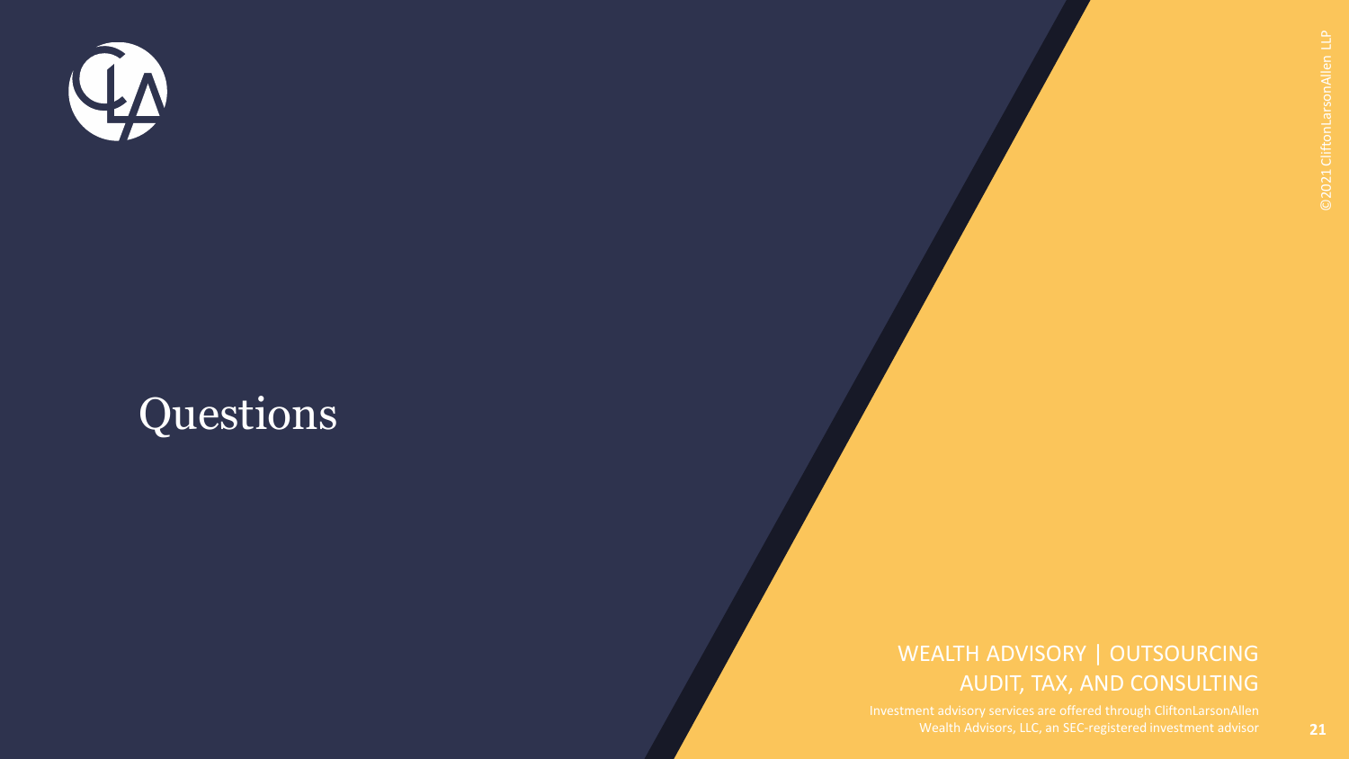# Questions

WEALTH ADVISORY | OUTSOURCING
AUDIT, TAX, AND CONSULTING

Investment advisory services are offered through CliftonLarsonAllen Wealth Advisors, LLC, an SEC-registered investment advisor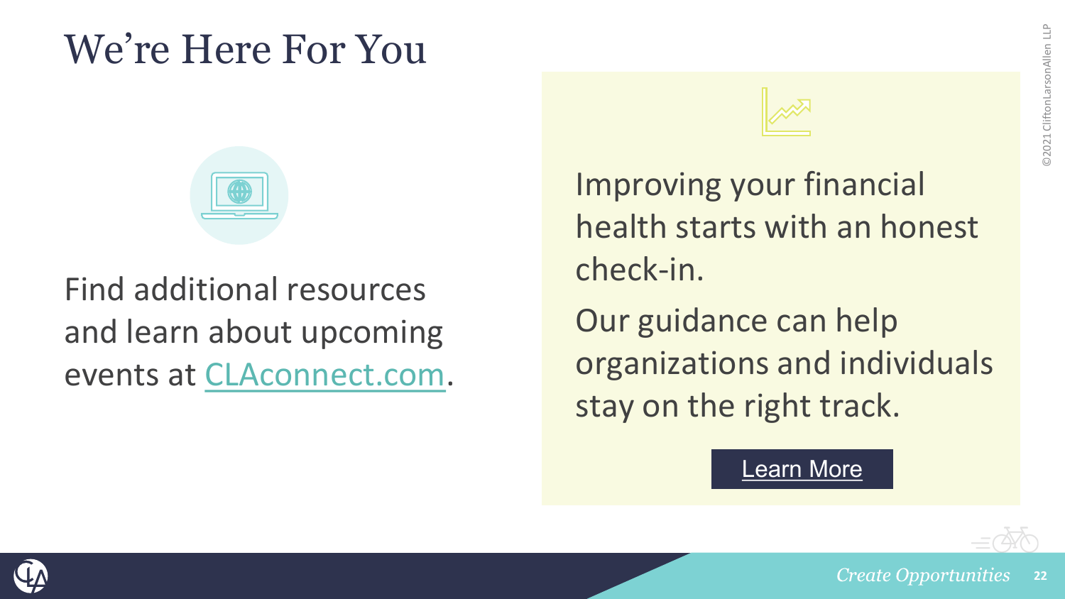# We're Here For You

Find additional resources and learn about upcoming events at CLAconnect.com.

Improving your financial health starts with an honest check-in.

Our guidance can help organizations and individuals stay on the right track.

Learn More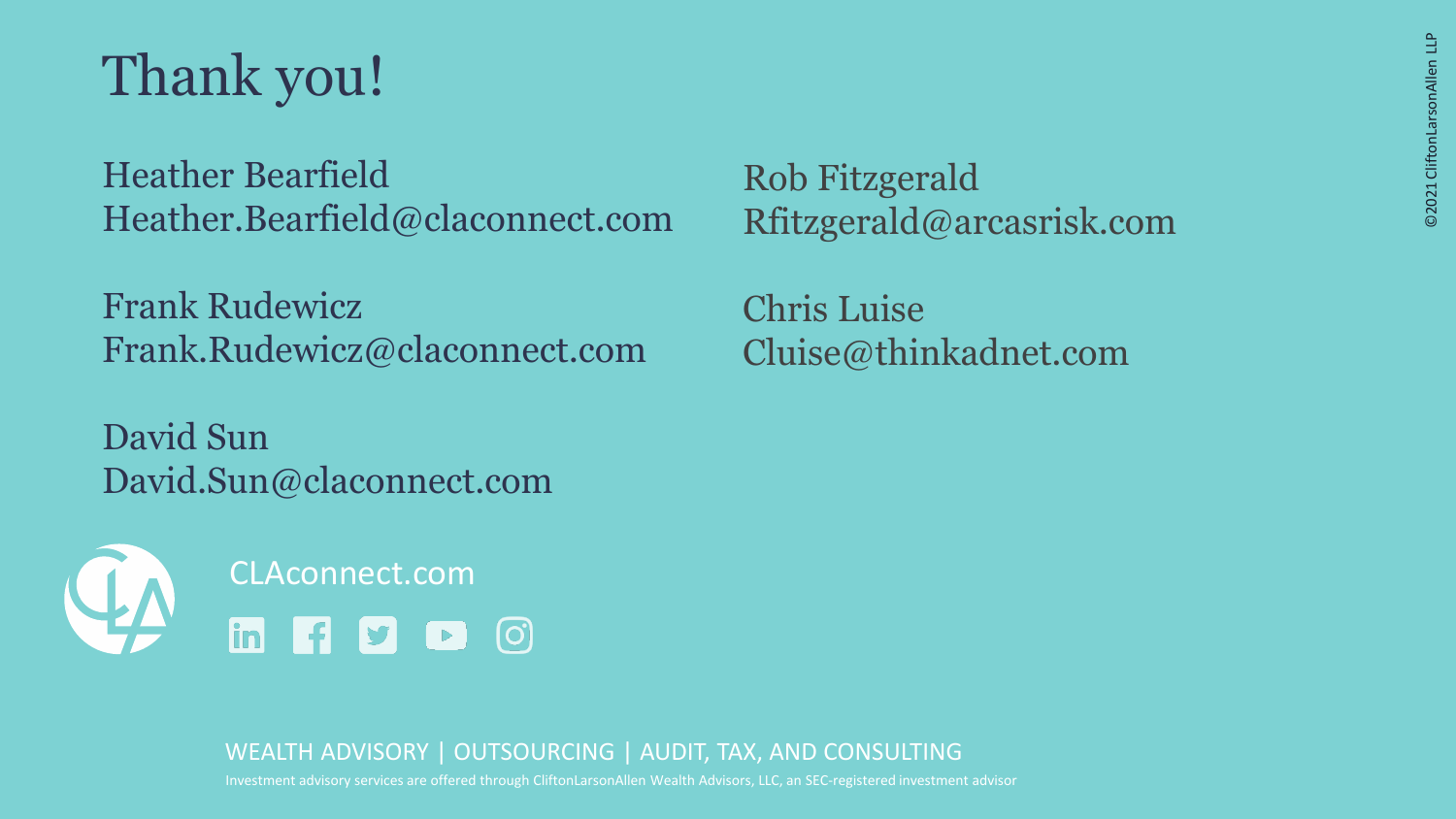# Thank you!

Heather Bearfield
Heather.Bearfield@claconnect.com

Frank Rudewicz
Frank.Rudewicz@claconnect.com

David Sun
David.Sun@claconnect.com

Rob Fitzgerald
Rfitzgerald@arcasrisk.com

Chris Luise
Cluise@thinkadnet.com

CLAconnect.com

WEALTH ADVISORY | OUTSOURCING | AUDIT, TAX, AND CONSULTING

Investment advisory services are offered through CliftonLarsonAllen Wealth Advisors, LLC, an SEC-registered investment advisor

©2021 CliftonLarsonAllen LLP